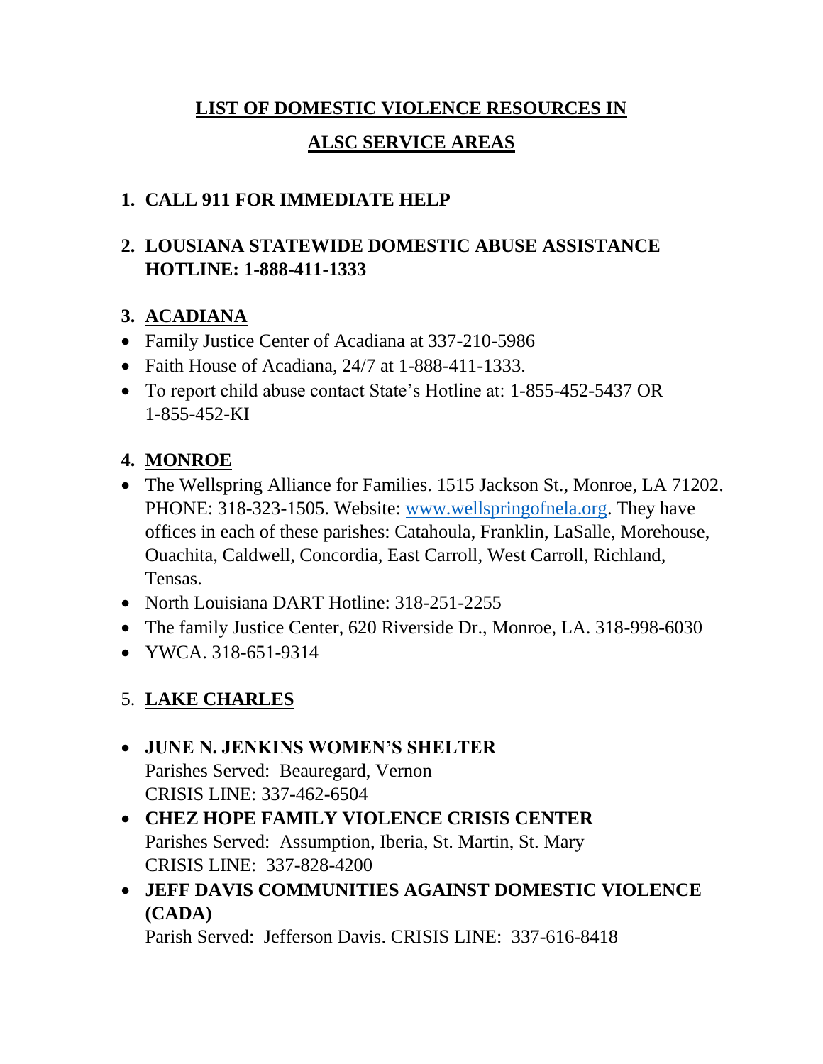# LIST OF DOMESTIC VIOLENCE RESOURCES IN ALSC SERVICE AREAS

1. **CALL 911 FOR IMMEDIATE HELP**

2. **LOUSIANA STATEWIDE DOMESTIC ABUSE ASSISTANCE HOTLINE: 1-888-411-1333**

3. **ACADIANA**

- Family Justice Center of Acadiana at 337-210-5986
- Faith House of Acadiana, 24/7 at 1-888-411-1333.
- To report child abuse contact State's Hotline at: 1-855-452-5437 OR 1-855-452-KI

4. **MONROE**

- The Wellspring Alliance for Families. 1515 Jackson St., Monroe, LA 71202. PHONE: 318-323-1505. Website: [www.wellspringofnela.org](http://www.wellspringofnela.org). They have offices in each of these parishes: Catahoula, Franklin, LaSalle, Morehouse, Ouachita, Caldwell, Concordia, East Carroll, West Carroll, Richland, Tensas.
- North Louisiana DART Hotline: 318-251-2255
- The family Justice Center, 620 Riverside Dr., Monroe, LA. 318-998-6030
- YWCA. 318-651-9314

5. **LAKE CHARLES**

- **JUNE N. JENKINS WOMEN'S SHELTER**
  Parishes Served: Beauregard, Vernon
  CRISIS LINE: 337-462-6504
- **CHEZ HOPE FAMILY VIOLENCE CRISIS CENTER**
  Parishes Served: Assumption, Iberia, St. Martin, St. Mary
  CRISIS LINE: 337-828-4200
- **JEFF DAVIS COMMUNITIES AGAINST DOMESTIC VIOLENCE (CADA)**
  Parish Served: Jefferson Davis. CRISIS LINE: 337-616-8418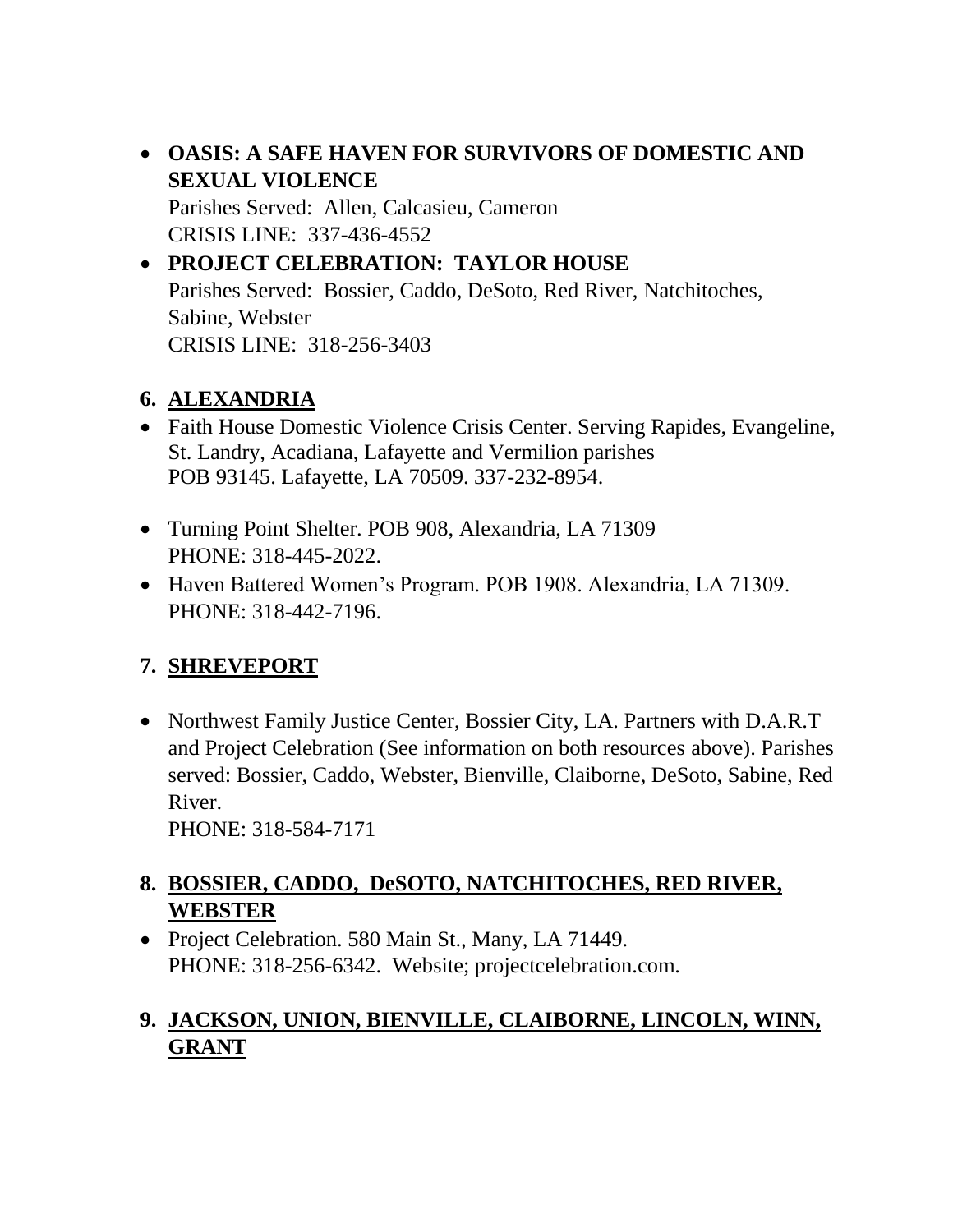- **OASIS: A SAFE HAVEN FOR SURVIVORS OF DOMESTIC AND SEXUAL VIOLENCE**
  Parishes Served: Allen, Calcasieu, Cameron
  CRISIS LINE: 337-436-4552
- **PROJECT CELEBRATION: TAYLOR HOUSE**
  Parishes Served: Bossier, Caddo, DeSoto, Red River, Natchitoches, Sabine, Webster
  CRISIS LINE: 318-256-3403

## 6. ALEXANDRIA

- Faith House Domestic Violence Crisis Center. Serving Rapides, Evangeline, St. Landry, Acadiana, Lafayette and Vermilion parishes
  POB 93145. Lafayette, LA 70509. 337-232-8954.
- Turning Point Shelter. POB 908, Alexandria, LA 71309
  PHONE: 318-445-2022.
- Haven Battered Women's Program. POB 1908. Alexandria, LA 71309.
  PHONE: 318-442-7196.

## 7. SHREVEPORT

- Northwest Family Justice Center, Bossier City, LA. Partners with D.A.R.T and Project Celebration (See information on both resources above). Parishes served: Bossier, Caddo, Webster, Bienville, Claiborne, DeSoto, Sabine, Red River.
  PHONE: 318-584-7171

## 8. BOSSIER, CADDO, DeSOTO, NATCHITOCHES, RED RIVER, WEBSTER

- Project Celebration. 580 Main St., Many, LA 71449.
  PHONE: 318-256-6342. Website; projectcelebration.com.

## 9. JACKSON, UNION, BIENVILLE, CLAIBORNE, LINCOLN, WINN, GRANT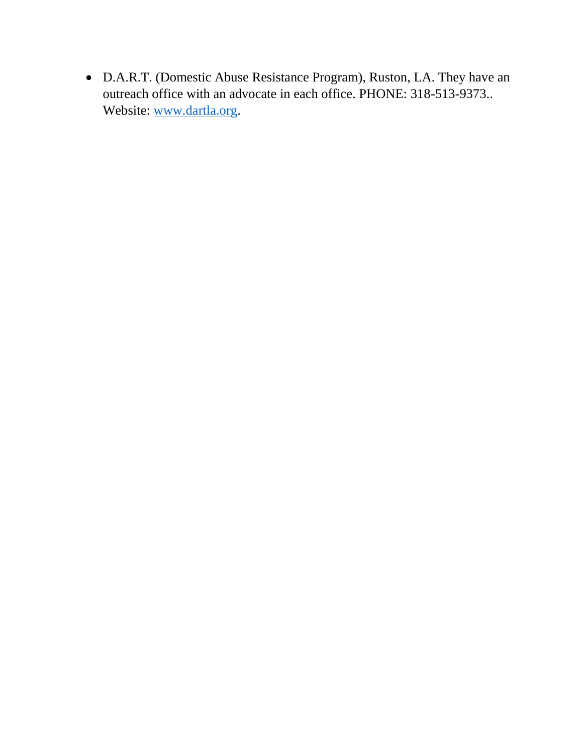- D.A.R.T. (Domestic Abuse Resistance Program), Ruston, LA. They have an outreach office with an advocate in each office. PHONE: 318-513-9373.. Website: [www.dartla.org](http://www.dartla.org).